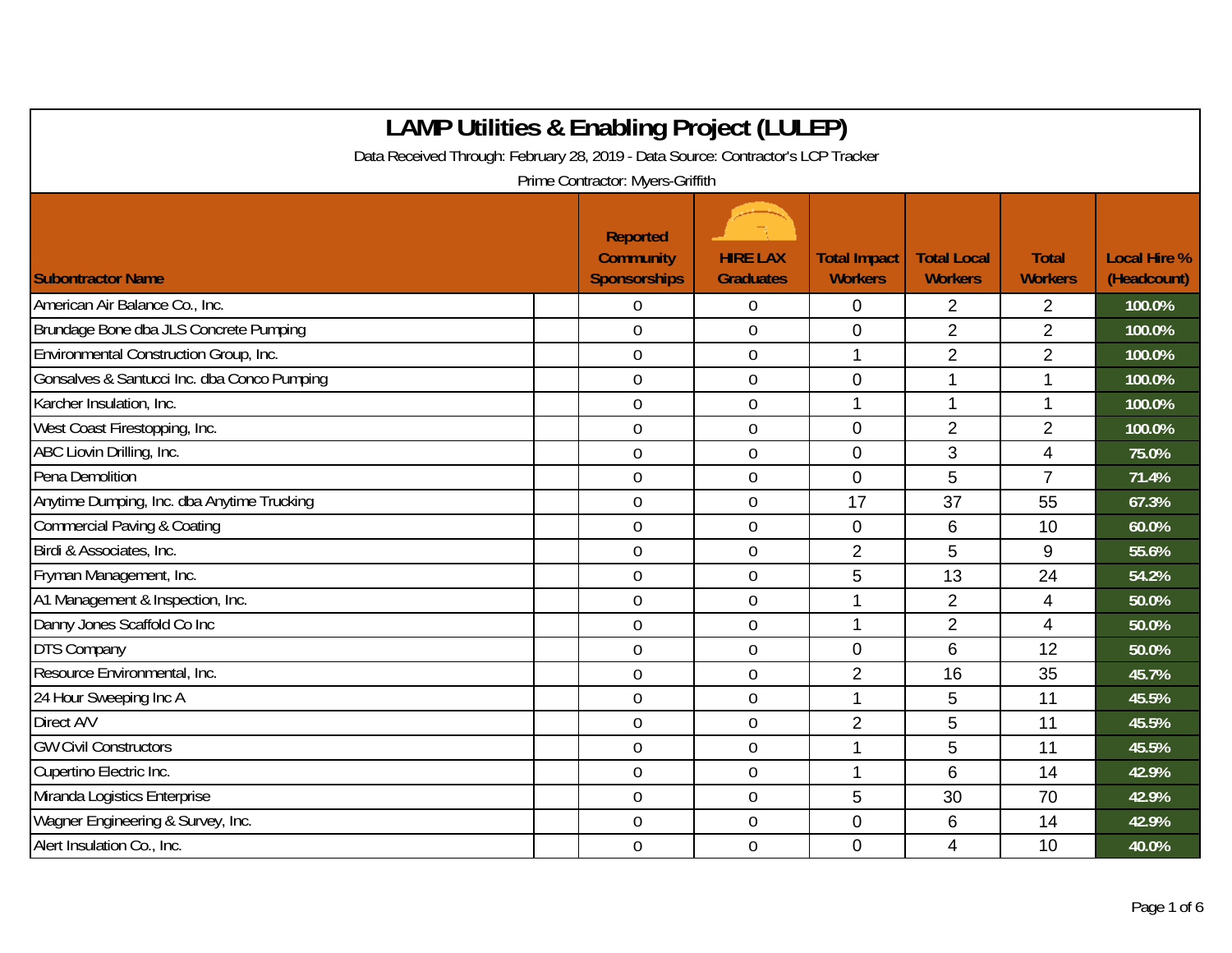# LAMP Utilities & Enabling Project (LULEP)

Data Received Through: February 28, 2019 - Data Source: Contractor's LCP Tracker

Prime Contractor: Myers-Griffith

| Subontractor Name | Reported Community Sponsorships | HIRE LAX Graduates | Total Impact Workers | Total Local Workers | Total Workers | Local Hire % (Headcount) |
|---|---|---|---|---|---|---|
| American Air Balance Co., Inc. | 0 | 0 | 0 | 2 | 2 | 100.0% |
| Brundage Bone dba JLS Concrete Pumping | 0 | 0 | 0 | 2 | 2 | 100.0% |
| Environmental Construction Group, Inc. | 0 | 0 | 1 | 2 | 2 | 100.0% |
| Gonsalves & Santucci Inc. dba Conco Pumping | 0 | 0 | 0 | 1 | 1 | 100.0% |
| Karcher Insulation, Inc. | 0 | 0 | 1 | 1 | 1 | 100.0% |
| West Coast Firestopping, Inc. | 0 | 0 | 0 | 2 | 2 | 100.0% |
| ABC Liovin Drilling, Inc. | 0 | 0 | 0 | 3 | 4 | 75.0% |
| Pena Demolition | 0 | 0 | 0 | 5 | 7 | 71.4% |
| Anytime Dumping, Inc. dba Anytime Trucking | 0 | 0 | 17 | 37 | 55 | 67.3% |
| Commercial Paving & Coating | 0 | 0 | 0 | 6 | 10 | 60.0% |
| Birdi & Associates, Inc. | 0 | 0 | 2 | 5 | 9 | 55.6% |
| Fryman Management, Inc. | 0 | 0 | 5 | 13 | 24 | 54.2% |
| A1 Management & Inspection, Inc. | 0 | 0 | 1 | 2 | 4 | 50.0% |
| Danny Jones Scaffold Co Inc | 0 | 0 | 1 | 2 | 4 | 50.0% |
| DTS Company | 0 | 0 | 0 | 6 | 12 | 50.0% |
| Resource Environmental, Inc. | 0 | 0 | 2 | 16 | 35 | 45.7% |
| 24 Hour Sweeping Inc A | 0 | 0 | 1 | 5 | 11 | 45.5% |
| Direct A/V | 0 | 0 | 2 | 5 | 11 | 45.5% |
| GW Civil Constructors | 0 | 0 | 1 | 5 | 11 | 45.5% |
| Cupertino Electric Inc. | 0 | 0 | 1 | 6 | 14 | 42.9% |
| Miranda Logistics Enterprise | 0 | 0 | 5 | 30 | 70 | 42.9% |
| Wagner Engineering & Survey, Inc. | 0 | 0 | 0 | 6 | 14 | 42.9% |
| Alert Insulation Co., Inc. | 0 | 0 | 0 | 4 | 10 | 40.0% |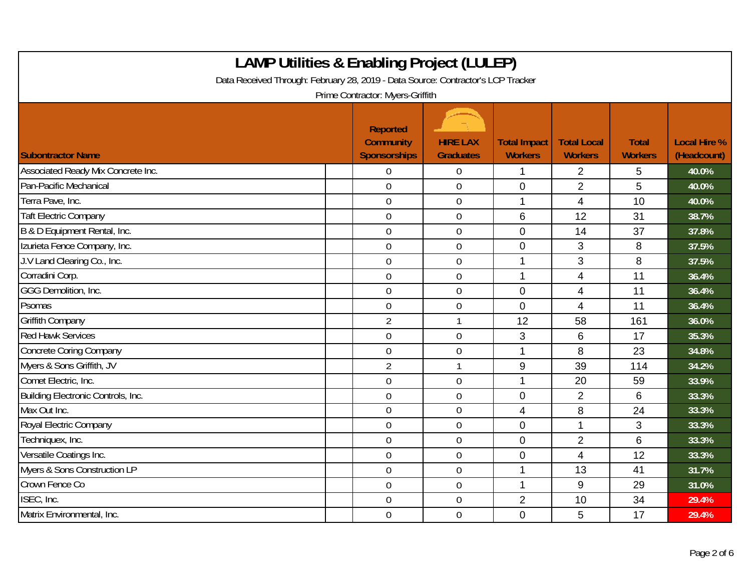# LAMP Utilities & Enabling Project (LULEP)

Data Received Through: February 28, 2019 - Data Source: Contractor's LCP Tracker

Prime Contractor: Myers-Griffith

| Subontractor Name | Reported Community Sponsorships | HIRE LAX Graduates | Total Impact Workers | Total Local Workers | Total Workers | Local Hire % (Headcount) |
|---|---|---|---|---|---|---|
| Associated Ready Mix Concrete Inc. | 0 | 0 | 1 | 2 | 5 | 40.0% |
| Pan-Pacific Mechanical | 0 | 0 | 0 | 2 | 5 | 40.0% |
| Terra Pave, Inc. | 0 | 0 | 1 | 4 | 10 | 40.0% |
| Taft Electric Company | 0 | 0 | 6 | 12 | 31 | 38.7% |
| B & D Equipment Rental, Inc. | 0 | 0 | 0 | 14 | 37 | 37.8% |
| Izurieta Fence Company, Inc. | 0 | 0 | 0 | 3 | 8 | 37.5% |
| J.V Land Clearing Co., Inc. | 0 | 0 | 1 | 3 | 8 | 37.5% |
| Corradini Corp. | 0 | 0 | 1 | 4 | 11 | 36.4% |
| GGG Demolition, Inc. | 0 | 0 | 0 | 4 | 11 | 36.4% |
| Psomas | 0 | 0 | 0 | 4 | 11 | 36.4% |
| Griffith Company | 2 | 1 | 12 | 58 | 161 | 36.0% |
| Red Hawk Services | 0 | 0 | 3 | 6 | 17 | 35.3% |
| Concrete Coring Company | 0 | 0 | 1 | 8 | 23 | 34.8% |
| Myers & Sons Griffith, JV | 2 | 1 | 9 | 39 | 114 | 34.2% |
| Comet Electric, Inc. | 0 | 0 | 1 | 20 | 59 | 33.9% |
| Building Electronic Controls, Inc. | 0 | 0 | 0 | 2 | 6 | 33.3% |
| Max Out Inc. | 0 | 0 | 4 | 8 | 24 | 33.3% |
| Royal Electric Company | 0 | 0 | 0 | 1 | 3 | 33.3% |
| Techniquex, Inc. | 0 | 0 | 0 | 2 | 6 | 33.3% |
| Versatile Coatings Inc. | 0 | 0 | 0 | 4 | 12 | 33.3% |
| Myers & Sons Construction LP | 0 | 0 | 1 | 13 | 41 | 31.7% |
| Crown Fence Co | 0 | 0 | 1 | 9 | 29 | 31.0% |
| ISEC, Inc. | 0 | 0 | 2 | 10 | 34 | 29.4% |
| Matrix Environmental, Inc. | 0 | 0 | 0 | 5 | 17 | 29.4% |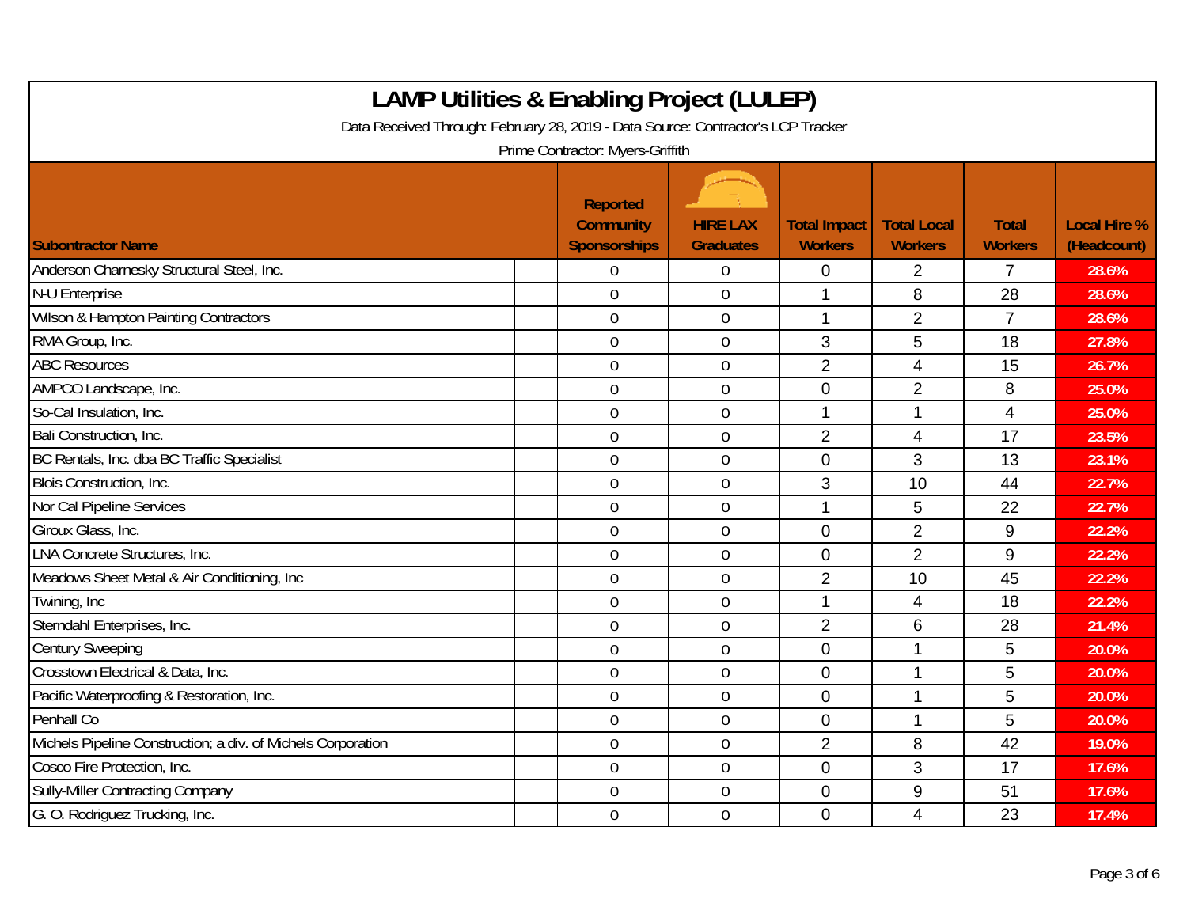# LAMP Utilities & Enabling Project (LULEP)

Data Received Through: February 28, 2019 - Data Source: Contractor's LCP Tracker

Prime Contractor: Myers-Griffith

| Subontractor Name | Reported Community Sponsorships | HIRE LAX Graduates | Total Impact Workers | Total Local Workers | Total Workers | Local Hire % (Headcount) |
|---|---|---|---|---|---|---|
| Anderson Charnesky Structural Steel, Inc. | 0 | 0 | 0 | 2 | 7 | 28.6% |
| N-U Enterprise | 0 | 0 | 1 | 8 | 28 | 28.6% |
| Wilson & Hampton Painting Contractors | 0 | 0 | 1 | 2 | 7 | 28.6% |
| RMA Group, Inc. | 0 | 0 | 3 | 5 | 18 | 27.8% |
| ABC Resources | 0 | 0 | 2 | 4 | 15 | 26.7% |
| AMPCO Landscape, Inc. | 0 | 0 | 0 | 2 | 8 | 25.0% |
| So-Cal Insulation, Inc. | 0 | 0 | 1 | 1 | 4 | 25.0% |
| Bali Construction, Inc. | 0 | 0 | 2 | 4 | 17 | 23.5% |
| BC Rentals, Inc. dba BC Traffic Specialist | 0 | 0 | 0 | 3 | 13 | 23.1% |
| Blois Construction, Inc. | 0 | 0 | 3 | 10 | 44 | 22.7% |
| Nor Cal Pipeline Services | 0 | 0 | 1 | 5 | 22 | 22.7% |
| Giroux Glass, Inc. | 0 | 0 | 0 | 2 | 9 | 22.2% |
| LNA Concrete Structures, Inc. | 0 | 0 | 0 | 2 | 9 | 22.2% |
| Meadows Sheet Metal & Air Conditioning, Inc | 0 | 0 | 2 | 10 | 45 | 22.2% |
| Twining, Inc | 0 | 0 | 1 | 4 | 18 | 22.2% |
| Sterndahl Enterprises, Inc. | 0 | 0 | 2 | 6 | 28 | 21.4% |
| Century Sweeping | 0 | 0 | 0 | 1 | 5 | 20.0% |
| Crosstown Electrical & Data, Inc. | 0 | 0 | 0 | 1 | 5 | 20.0% |
| Pacific Waterproofing & Restoration, Inc. | 0 | 0 | 0 | 1 | 5 | 20.0% |
| Penhall Co | 0 | 0 | 0 | 1 | 5 | 20.0% |
| Michels Pipeline Construction; a div. of Michels Corporation | 0 | 0 | 2 | 8 | 42 | 19.0% |
| Cosco Fire Protection, Inc. | 0 | 0 | 0 | 3 | 17 | 17.6% |
| Sully-Miller Contracting Company | 0 | 0 | 0 | 9 | 51 | 17.6% |
| G. O. Rodriguez Trucking, Inc. | 0 | 0 | 0 | 4 | 23 | 17.4% |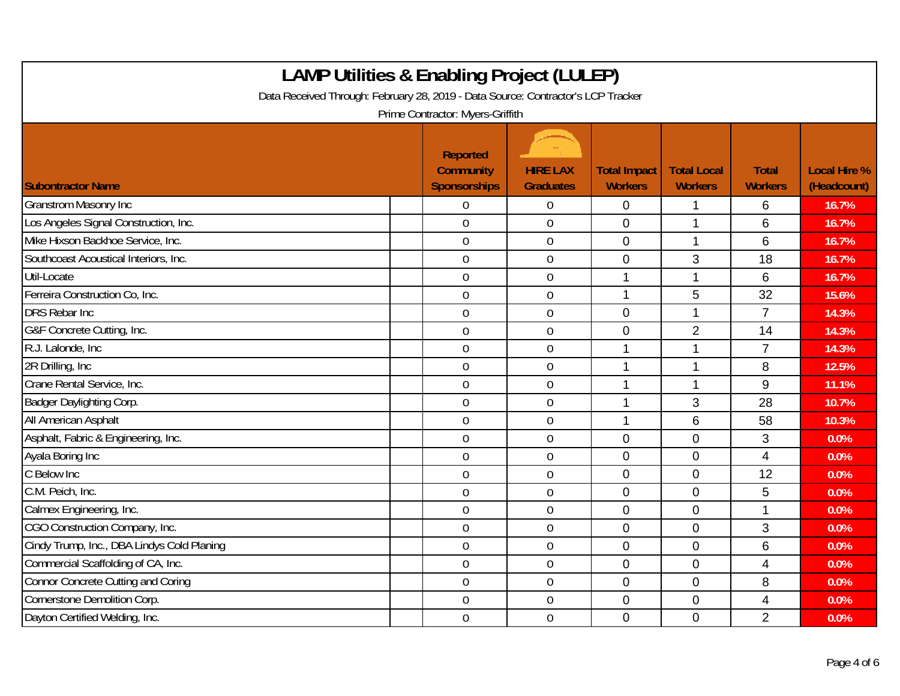# LAMP Utilities & Enabling Project (LULEP)

Data Received Through: February 28, 2019 - Data Source: Contractor's LCP Tracker

Prime Contractor: Myers-Griffith

| Subontractor Name | Reported Community Sponsorships | HIRE LAX Graduates | Total Impact Workers | Total Local Workers | Total Workers | Local Hire % (Headcount) |
|---|---|---|---|---|---|---|
| Granstrom Masonry Inc | 0 | 0 | 0 | 1 | 6 | 16.7% |
| Los Angeles Signal Construction, Inc. | 0 | 0 | 0 | 1 | 6 | 16.7% |
| Mike Hixson Backhoe Service, Inc. | 0 | 0 | 0 | 1 | 6 | 16.7% |
| Southcoast Acoustical Interiors, Inc. | 0 | 0 | 0 | 3 | 18 | 16.7% |
| Util-Locate | 0 | 0 | 1 | 1 | 6 | 16.7% |
| Ferreira Construction Co, Inc. | 0 | 0 | 1 | 5 | 32 | 15.6% |
| DRS Rebar Inc | 0 | 0 | 0 | 1 | 7 | 14.3% |
| G&F Concrete Cutting, Inc. | 0 | 0 | 0 | 2 | 14 | 14.3% |
| R.J. Lalonde, Inc | 0 | 0 | 1 | 1 | 7 | 14.3% |
| 2R Drilling, Inc | 0 | 0 | 1 | 1 | 8 | 12.5% |
| Crane Rental Service, Inc. | 0 | 0 | 1 | 1 | 9 | 11.1% |
| Badger Daylighting Corp. | 0 | 0 | 1 | 3 | 28 | 10.7% |
| All American Asphalt | 0 | 0 | 1 | 6 | 58 | 10.3% |
| Asphalt, Fabric & Engineering, Inc. | 0 | 0 | 0 | 0 | 3 | 0.0% |
| Ayala Boring Inc | 0 | 0 | 0 | 0 | 4 | 0.0% |
| C Below Inc | 0 | 0 | 0 | 0 | 12 | 0.0% |
| C.M. Peich, Inc. | 0 | 0 | 0 | 0 | 5 | 0.0% |
| Calmex Engineering, Inc. | 0 | 0 | 0 | 0 | 1 | 0.0% |
| CGO Construction Company, Inc. | 0 | 0 | 0 | 0 | 3 | 0.0% |
| Cindy Trump, Inc., DBA Lindys Cold Planing | 0 | 0 | 0 | 0 | 6 | 0.0% |
| Commercial Scaffolding of CA, Inc. | 0 | 0 | 0 | 0 | 4 | 0.0% |
| Connor Concrete Cutting and Coring | 0 | 0 | 0 | 0 | 8 | 0.0% |
| Cornerstone Demolition Corp. | 0 | 0 | 0 | 0 | 4 | 0.0% |
| Dayton Certified Welding, Inc. | 0 | 0 | 0 | 0 | 2 | 0.0% |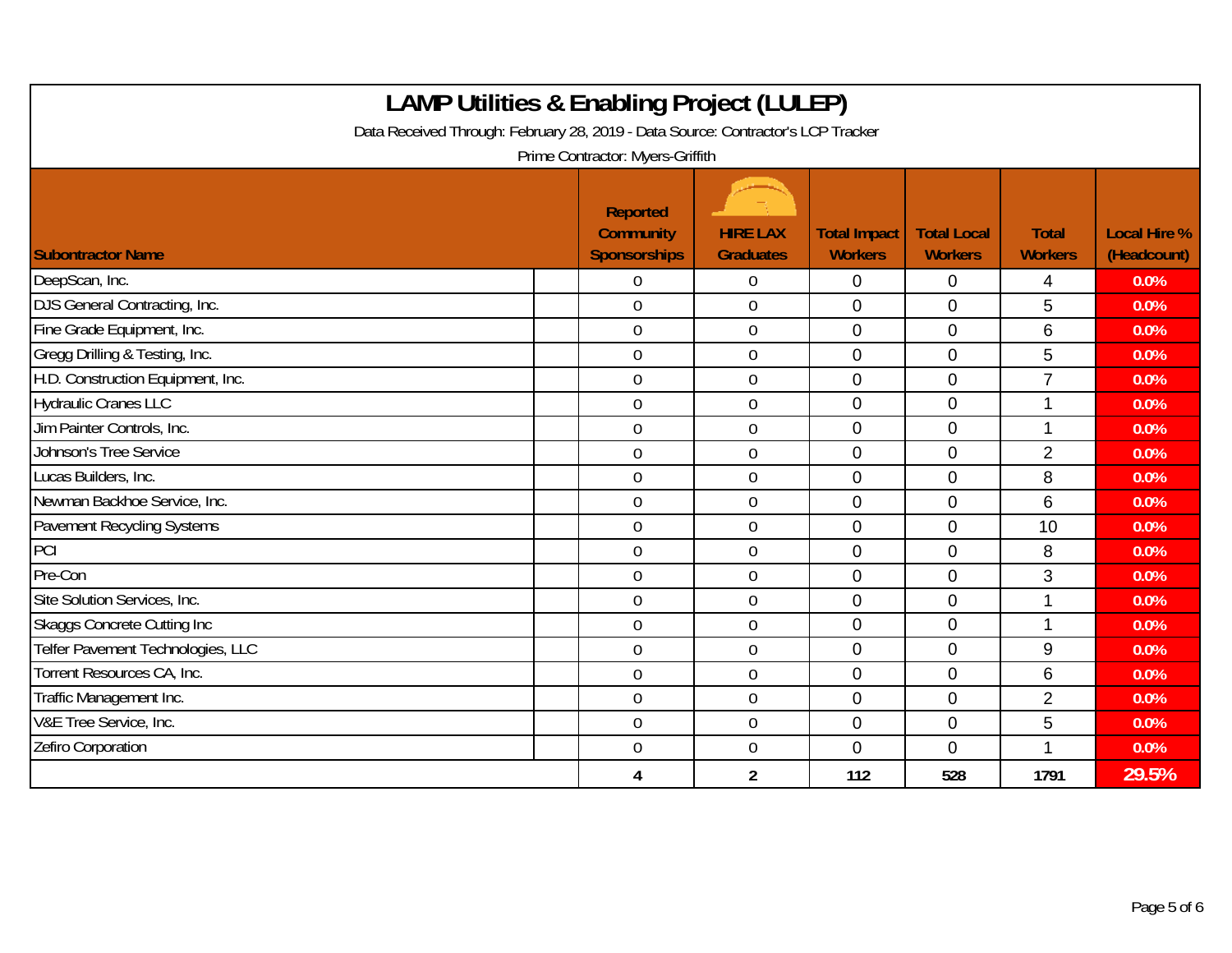# LAMP Utilities & Enabling Project (LULEP)

Data Received Through: February 28, 2019 - Data Source: Contractor's LCP Tracker

Prime Contractor: Myers-Griffith

| Subontractor Name | Reported Community Sponsorships | HIRE LAX Graduates | Total Impact Workers | Total Local Workers | Total Workers | Local Hire % (Headcount) |
|---|---|---|---|---|---|---|
| DeepScan, Inc. | 0 | 0 | 0 | 0 | 4 | 0.0% |
| DJS General Contracting, Inc. | 0 | 0 | 0 | 0 | 5 | 0.0% |
| Fine Grade Equipment, Inc. | 0 | 0 | 0 | 0 | 6 | 0.0% |
| Gregg Drilling & Testing, Inc. | 0 | 0 | 0 | 0 | 5 | 0.0% |
| H.D. Construction Equipment, Inc. | 0 | 0 | 0 | 0 | 7 | 0.0% |
| Hydraulic Cranes LLC | 0 | 0 | 0 | 0 | 1 | 0.0% |
| Jim Painter Controls, Inc. | 0 | 0 | 0 | 0 | 1 | 0.0% |
| Johnson's Tree Service | 0 | 0 | 0 | 0 | 2 | 0.0% |
| Lucas Builders, Inc. | 0 | 0 | 0 | 0 | 8 | 0.0% |
| Newman Backhoe Service, Inc. | 0 | 0 | 0 | 0 | 6 | 0.0% |
| Pavement Recycling Systems | 0 | 0 | 0 | 0 | 10 | 0.0% |
| PCI | 0 | 0 | 0 | 0 | 8 | 0.0% |
| Pre-Con | 0 | 0 | 0 | 0 | 3 | 0.0% |
| Site Solution Services, Inc. | 0 | 0 | 0 | 0 | 1 | 0.0% |
| Skaggs Concrete Cutting Inc | 0 | 0 | 0 | 0 | 1 | 0.0% |
| Telfer Pavement Technologies, LLC | 0 | 0 | 0 | 0 | 9 | 0.0% |
| Torrent Resources CA, Inc. | 0 | 0 | 0 | 0 | 6 | 0.0% |
| Traffic Management Inc. | 0 | 0 | 0 | 0 | 2 | 0.0% |
| V&E Tree Service, Inc. | 0 | 0 | 0 | 0 | 5 | 0.0% |
| Zefiro Corporation | 0 | 0 | 0 | 0 | 1 | 0.0% |
| | **4** | **2** | **112** | **528** | **1791** | **29.5%** |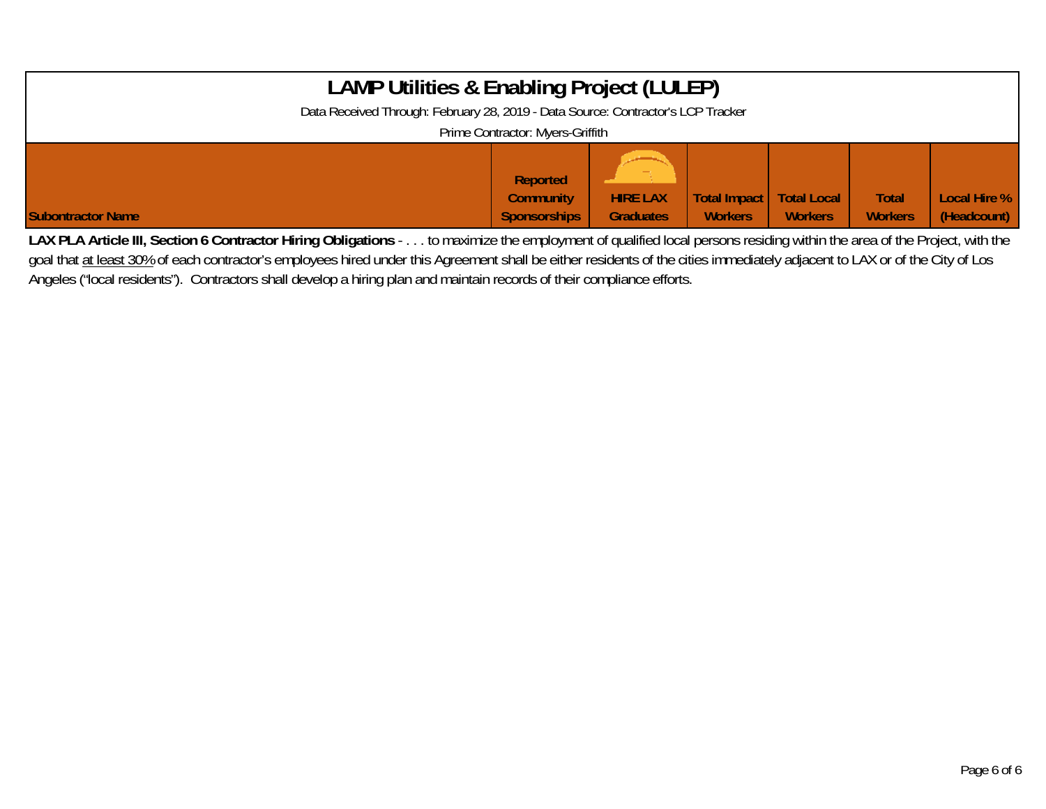# LAMP Utilities & Enabling Project (LULEP)

Data Received Through: February 28, 2019 - Data Source: Contractor's LCP Tracker

Prime Contractor: Myers-Griffith

| Subontractor Name | Reported Community Sponsorships | HIRE LAX Graduates | Total Impact Workers | Total Local Workers | Total Workers | Local Hire % (Headcount) |
|---|---|---|---|---|---|---|

**LAX PLA Article III, Section 6 Contractor Hiring Obligations** - . . . to maximize the employment of qualified local persons residing within the area of the Project, with the goal that at least 30% of each contractor's employees hired under this Agreement shall be either residents of the cities immediately adjacent to LAX or of the City of Los Angeles ("local residents"). Contractors shall develop a hiring plan and maintain records of their compliance efforts.